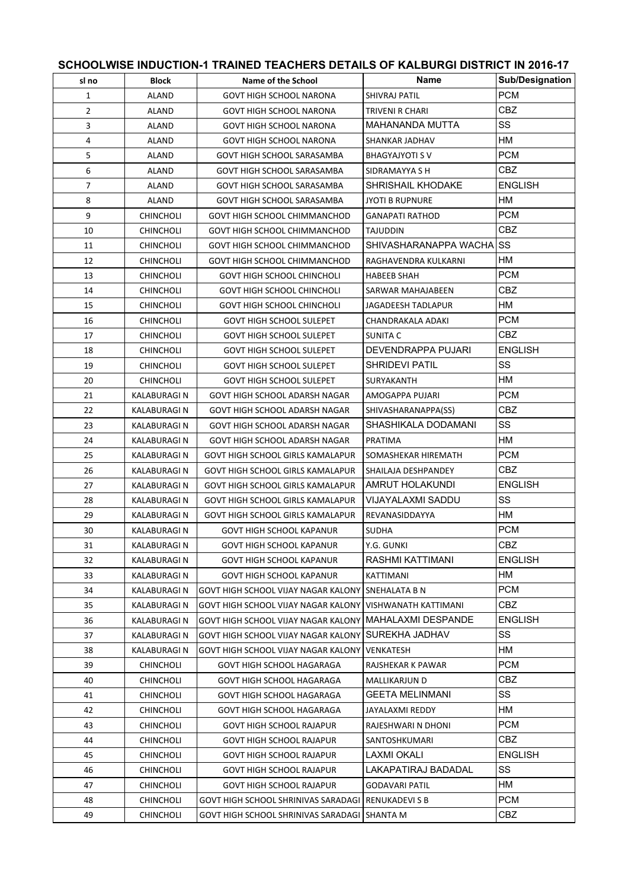## SCHOOLWISE INDUCTION-1 TRAINED TEACHERS DETAILS OF KALBURGI DISTRICT IN 2016-17

| sl no | Block | Name of the School | Name | Sub/Designation |
|---|---|---|---|---|
| 1 | ALAND | GOVT HIGH SCHOOL NARONA | SHIVRAJ PATIL | PCM |
| 2 | ALAND | GOVT HIGH SCHOOL NARONA | TRIVENI R CHARI | CBZ |
| 3 | ALAND | GOVT HIGH SCHOOL NARONA | MAHANANDA MUTTA | SS |
| 4 | ALAND | GOVT HIGH SCHOOL NARONA | SHANKAR JADHAV | HM |
| 5 | ALAND | GOVT HIGH SCHOOL SARASAMBA | BHAGYAJYOTI S V | PCM |
| 6 | ALAND | GOVT HIGH SCHOOL SARASAMBA | SIDRAMAYYA S H | CBZ |
| 7 | ALAND | GOVT HIGH SCHOOL SARASAMBA | SHRISHAIL KHODAKE | ENGLISH |
| 8 | ALAND | GOVT HIGH SCHOOL SARASAMBA | JYOTI B RUPNURE | HM |
| 9 | CHINCHOLI | GOVT HIGH SCHOOL CHIMMANCHOD | GANAPATI RATHOD | PCM |
| 10 | CHINCHOLI | GOVT HIGH SCHOOL CHIMMANCHOD | TAJUDDIN | CBZ |
| 11 | CHINCHOLI | GOVT HIGH SCHOOL CHIMMANCHOD | SHIVASHARANAPPA WACHA | SS |
| 12 | CHINCHOLI | GOVT HIGH SCHOOL CHIMMANCHOD | RAGHAVENDRA KULKARNI | HM |
| 13 | CHINCHOLI | GOVT HIGH SCHOOL CHINCHOLI | HABEEB SHAH | PCM |
| 14 | CHINCHOLI | GOVT HIGH SCHOOL CHINCHOLI | SARWAR MAHAJABEEN | CBZ |
| 15 | CHINCHOLI | GOVT HIGH SCHOOL CHINCHOLI | JAGADEESH TADLAPUR | HM |
| 16 | CHINCHOLI | GOVT HIGH SCHOOL SULEPET | CHANDRAKALA ADAKI | PCM |
| 17 | CHINCHOLI | GOVT HIGH SCHOOL SULEPET | SUNITA C | CBZ |
| 18 | CHINCHOLI | GOVT HIGH SCHOOL SULEPET | DEVENDRAPPA PUJARI | ENGLISH |
| 19 | CHINCHOLI | GOVT HIGH SCHOOL SULEPET | SHRIDEVI PATIL | SS |
| 20 | CHINCHOLI | GOVT HIGH SCHOOL SULEPET | SURYAKANTH | HM |
| 21 | KALABURAGI N | GOVT HIGH SCHOOL ADARSH NAGAR | AMOGAPPA PUJARI | PCM |
| 22 | KALABURAGI N | GOVT HIGH SCHOOL ADARSH NAGAR | SHIVASHARANAPPA(SS) | CBZ |
| 23 | KALABURAGI N | GOVT HIGH SCHOOL ADARSH NAGAR | SHASHIKALA DODAMANI | SS |
| 24 | KALABURAGI N | GOVT HIGH SCHOOL ADARSH NAGAR | PRATIMA | HM |
| 25 | KALABURAGI N | GOVT HIGH SCHOOL GIRLS KAMALAPUR | SOMASHEKAR HIREMATH | PCM |
| 26 | KALABURAGI N | GOVT HIGH SCHOOL GIRLS KAMALAPUR | SHAILAJA DESHPANDEY | CBZ |
| 27 | KALABURAGI N | GOVT HIGH SCHOOL GIRLS KAMALAPUR | AMRUT HOLAKUNDI | ENGLISH |
| 28 | KALABURAGI N | GOVT HIGH SCHOOL GIRLS KAMALAPUR | VIJAYALAXMI SADDU | SS |
| 29 | KALABURAGI N | GOVT HIGH SCHOOL GIRLS KAMALAPUR | REVANASIDDAYYA | HM |
| 30 | KALABURAGI N | GOVT HIGH SCHOOL KAPANUR | SUDHA | PCM |
| 31 | KALABURAGI N | GOVT HIGH SCHOOL KAPANUR | Y.G. GUNKI | CBZ |
| 32 | KALABURAGI N | GOVT HIGH SCHOOL KAPANUR | RASHMI KATTIMANI | ENGLISH |
| 33 | KALABURAGI N | GOVT HIGH SCHOOL KAPANUR | KATTIMANI | HM |
| 34 | KALABURAGI N | GOVT HIGH SCHOOL VIJAY NAGAR KALONY | SNEHALATA B N | PCM |
| 35 | KALABURAGI N | GOVT HIGH SCHOOL VIJAY NAGAR KALONY | VISHWANATH KATTIMANI | CBZ |
| 36 | KALABURAGI N | GOVT HIGH SCHOOL VIJAY NAGAR KALONY | MAHALAXMI DESPANDE | ENGLISH |
| 37 | KALABURAGI N | GOVT HIGH SCHOOL VIJAY NAGAR KALONY | SUREKHA JADHAV | SS |
| 38 | KALABURAGI N | GOVT HIGH SCHOOL VIJAY NAGAR KALONY | VENKATESH | HM |
| 39 | CHINCHOLI | GOVT HIGH SCHOOL HAGARAGA | RAJSHEKAR K PAWAR | PCM |
| 40 | CHINCHOLI | GOVT HIGH SCHOOL HAGARAGA | MALLIKARJUN D | CBZ |
| 41 | CHINCHOLI | GOVT HIGH SCHOOL HAGARAGA | GEETA MELINMANI | SS |
| 42 | CHINCHOLI | GOVT HIGH SCHOOL HAGARAGA | JAYALAXMI REDDY | HM |
| 43 | CHINCHOLI | GOVT HIGH SCHOOL RAJAPUR | RAJESHWARI N DHONI | PCM |
| 44 | CHINCHOLI | GOVT HIGH SCHOOL RAJAPUR | SANTOSHKUMARI | CBZ |
| 45 | CHINCHOLI | GOVT HIGH SCHOOL RAJAPUR | LAXMI OKALI | ENGLISH |
| 46 | CHINCHOLI | GOVT HIGH SCHOOL RAJAPUR | LAKAPATIRAJ BADADAL | SS |
| 47 | CHINCHOLI | GOVT HIGH SCHOOL RAJAPUR | GODAVARI PATIL | HM |
| 48 | CHINCHOLI | GOVT HIGH SCHOOL SHRINIVAS SARADAGI | RENUKADEVI S B | PCM |
| 49 | CHINCHOLI | GOVT HIGH SCHOOL SHRINIVAS SARADAGI | SHANTA M | CBZ |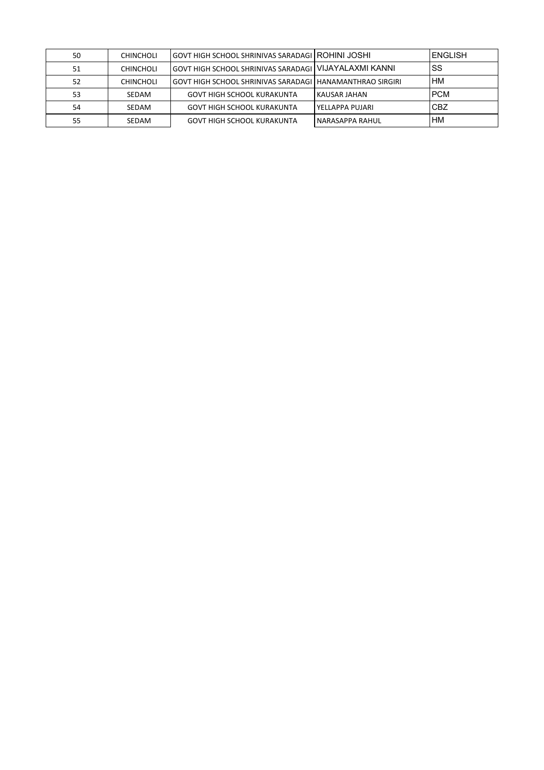| | | | | |
|---|---|---|---|---|
| 50 | CHINCHOLI | GOVT HIGH SCHOOL SHRINIVAS SARADAGI | ROHINI JOSHI | ENGLISH |
| 51 | CHINCHOLI | GOVT HIGH SCHOOL SHRINIVAS SARADAGI | VIJAYALAXMI KANNI | SS |
| 52 | CHINCHOLI | GOVT HIGH SCHOOL SHRINIVAS SARADAGI | HANAMANTHRAO SIRGIRI | HM |
| 53 | SEDAM | GOVT HIGH SCHOOL KURAKUNTA | KAUSAR JAHAN | PCM |
| 54 | SEDAM | GOVT HIGH SCHOOL KURAKUNTA | YELLAPPA PUJARI | CBZ |
| 55 | SEDAM | GOVT HIGH SCHOOL KURAKUNTA | NARASAPPA RAHUL | HM |